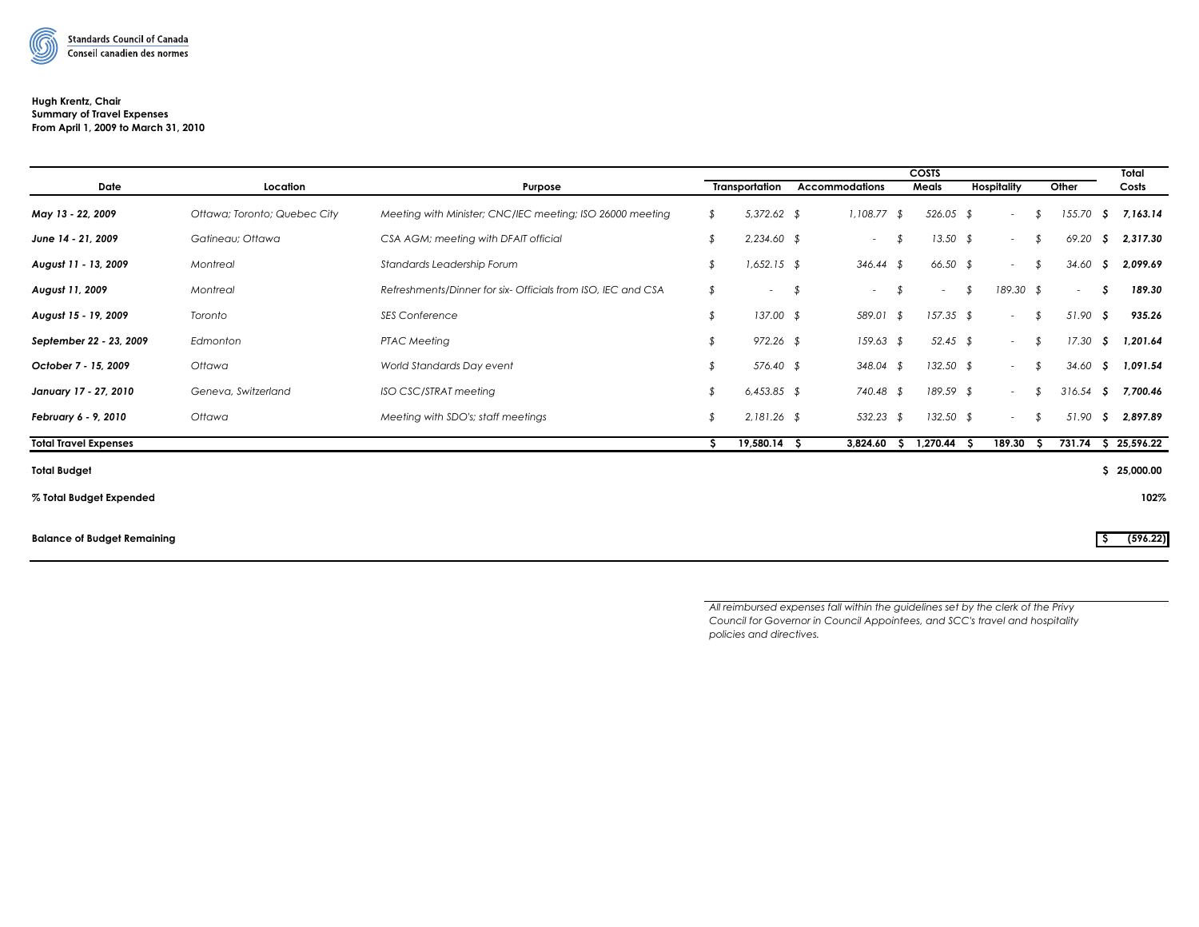Standards Council of Canada
Conseil canadien des normes

**Hugh Krentz, Chair**
**Summary of Travel Expenses**
**From April 1, 2009 to March 31, 2010**

| Date | Location | Purpose | COSTS | | | | | Total |
|---|---|---|---|---|---|---|---|---|
| | | | Transportation | Accommodations | Meals | Hospitality | Other | Costs |
| *May 13 - 22, 2009* | *Ottawa; Toronto; Quebec City* | *Meeting with Minister; CNC/IEC meeting; ISO 26000 meeting* | $ 5,372.62 | $ 1,108.77 | $ 526.05 | $ - | $ 155.70 | $ 7,163.14 |
| *June 14 - 21, 2009* | *Gatineau; Ottawa* | *CSA AGM; meeting with DFAIT official* | $ 2,234.60 | $ - | $ 13.50 | $ - | $ 69.20 | $ 2,317.30 |
| *August 11 - 13, 2009* | *Montreal* | *Standards Leadership Forum* | $ 1,652.15 | $ 346.44 | $ 66.50 | $ - | $ 34.60 | $ 2,099.69 |
| *August 11, 2009* | *Montreal* | *Refreshments/Dinner for six- Officials from ISO, IEC and CSA* | $ - | $ - | $ - | $ 189.30 | $ - | $ 189.30 |
| *August 15 - 19, 2009* | *Toronto* | *SES Conference* | $ 137.00 | $ 589.01 | $ 157.35 | $ - | $ 51.90 | $ 935.26 |
| *September 22 - 23, 2009* | *Edmonton* | *PTAC Meeting* | $ 972.26 | $ 159.63 | $ 52.45 | $ - | $ 17.30 | $ 1,201.64 |
| *October 7 - 15, 2009* | *Ottawa* | *World Standards Day event* | $ 576.40 | $ 348.04 | $ 132.50 | $ - | $ 34.60 | $ 1,091.54 |
| *January 17 - 27, 2010* | *Geneva, Switzerland* | *ISO CSC/STRAT meeting* | $ 6,453.85 | $ 740.48 | $ 189.59 | $ - | $ 316.54 | $ 7,700.46 |
| *February 6 - 9, 2010* | *Ottawa* | *Meeting with SDO's; staff meetings* | $ 2,181.26 | $ 532.23 | $ 132.50 | $ - | $ 51.90 | $ 2,897.89 |
| **Total Travel Expenses** | | | **$ 19,580.14** | **$ 3,824.60** | **$ 1,270.44** | **$ 189.30** | **$ 731.74** | **$ 25,596.22** |
| **Total Budget** | | | | | | | | **$ 25,000.00** |
| **% Total Budget Expended** | | | | | | | | **102%** |
| **Balance of Budget Remaining** | | | | | | | | **$ (596.22)** |

*All reimbursed expenses fall within the guidelines set by the clerk of the Privy Council for Governor in Council Appointees, and SCC's travel and hospitality policies and directives.*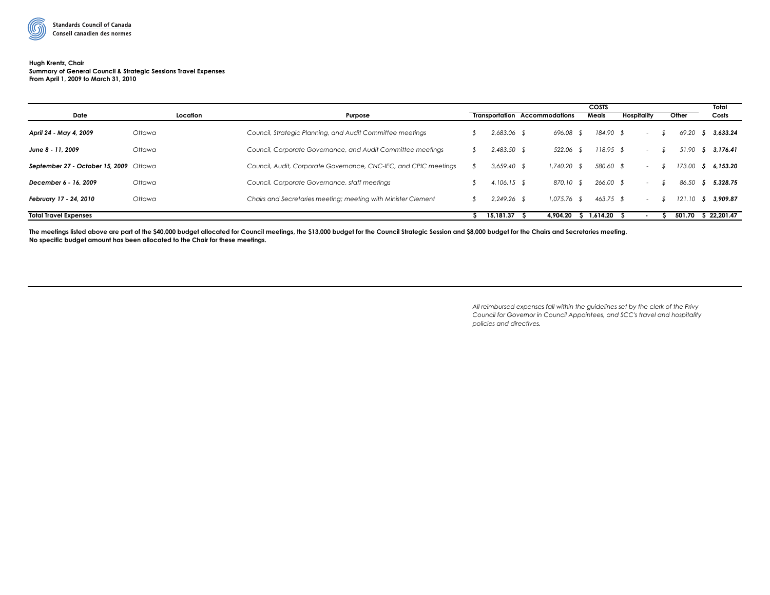Standards Council of Canada
Conseil canadien des normes

**Hugh Krentz, Chair**
**Summary of General Council & Strategic Sessions Travel Expenses**
**From April 1, 2009 to March 31, 2010**

| Date | Location | Purpose | COSTS | | | | | Total |
|---|---|---|---|---|---|---|---|---|
| | | | Transportation | Accommodations | Meals | Hospitality | Other | Costs |
| ***April 24 - May 4, 2009*** | *Ottawa* | *Council, Strategic Planning, and Audit Committee meetings* | *$ 2,683.06* | *$ 696.08* | *$ 184.90* | *$ -* | *$ 69.20* | ***$ 3,633.24*** |
| ***June 8 - 11, 2009*** | *Ottawa* | *Council, Corporate Governance, and Audit Committee meetings* | *$ 2,483.50* | *$ 522.06* | *$ 118.95* | *$ -* | *$ 51.90* | ***$ 3,176.41*** |
| ***September 27 - October 15, 2009*** | *Ottawa* | *Council, Audit, Corporate Governance, CNC-IEC, and CPIC meetings* | *$ 3,659.40* | *$ 1,740.20* | *$ 580.60* | *$ -* | *$ 173.00* | ***$ 6,153.20*** |
| ***December 6 - 16, 2009*** | *Ottawa* | *Council, Corporate Governance, staff meetings* | *$ 4,106.15* | *$ 870.10* | *$ 266.00* | *$ -* | *$ 86.50* | ***$ 5,328.75*** |
| ***February 17 - 24, 2010*** | *Ottawa* | *Chairs and Secretaries meeting; meeting with Minister Clement* | *$ 2,249.26* | *$ 1,075.76* | *$ 463.75* | *$ -* | *$ 121.10* | ***$ 3,909.87*** |
| **Total Travel Expenses** | | | **$ 15,181.37** | **$ 4,904.20** | **$ 1,614.20** | **$ -** | **$ 501.70** | **$ 22,201.47** |

**The meetings listed above are part of the $40,000 budget allocated for Council meetings, the $13,000 budget for the Council Strategic Session and $8,000 budget for the Chairs and Secretaries meeting.**
**No specific budget amount has been allocated to the Chair for these meetings.**

*All reimbursed expenses fall within the guidelines set by the clerk of the Privy Council for Governor in Council Appointees, and SCC's travel and hospitality policies and directives.*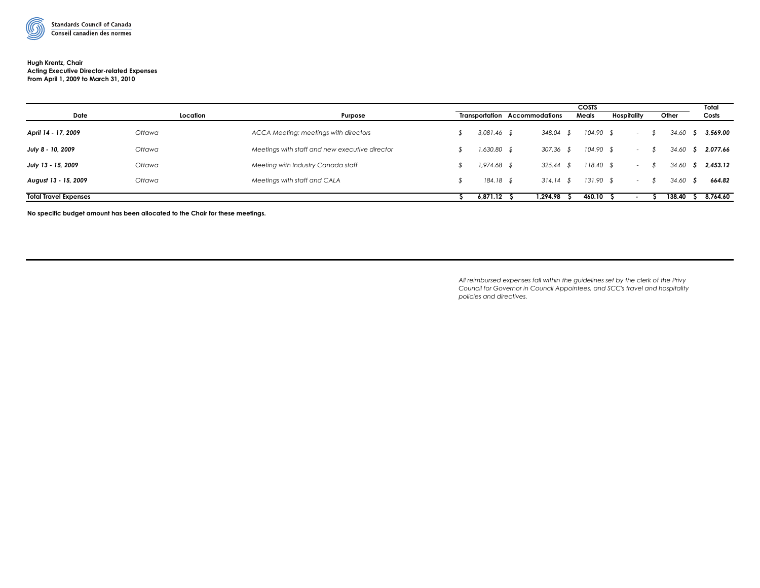Standards Council of Canada
Conseil canadien des normes

**Hugh Krentz, Chair**
**Acting Executive Director-related Expenses**
**From April 1, 2009 to March 31, 2010**

| Date | Location | Purpose | COSTS | | | | | Total |
|---|---|---|---|---|---|---|---|---|
| | | | Transportation | Accommodations | Meals | Hospitality | Other | Costs |
| ***April 14 - 17, 2009*** | *Ottawa* | *ACCA Meeting; meetings with directors* | *$ 3,081.46* | *$ 348.04* | *$ 104.90* | *$ -* | *$ 34.60* | ***$ 3,569.00*** |
| ***July 8 - 10, 2009*** | *Ottawa* | *Meetings with staff and new executive director* | *$ 1,630.80* | *$ 307.36* | *$ 104.90* | *$ -* | *$ 34.60* | ***$ 2,077.66*** |
| ***July 13 - 15, 2009*** | *Ottawa* | *Meeting with Industry Canada staff* | *$ 1,974.68* | *$ 325.44* | *$ 118.40* | *$ -* | *$ 34.60* | ***$ 2,453.12*** |
| ***August 13 - 15, 2009*** | *Ottawa* | *Meetings with staff and CALA* | *$ 184.18* | *$ 314.14* | *$ 131.90* | *$ -* | *$ 34.60* | ***$ 664.82*** |
| **Total Travel Expenses** | | | **$ 6,871.12** | **$ 1,294.98** | **$ 460.10** | **$ -** | **$ 138.40** | **$ 8,764.60** |

**No specific budget amount has been allocated to the Chair for these meetings.**

*All reimbursed expenses fall within the guidelines set by the clerk of the Privy Council for Governor in Council Appointees, and SCC's travel and hospitality policies and directives.*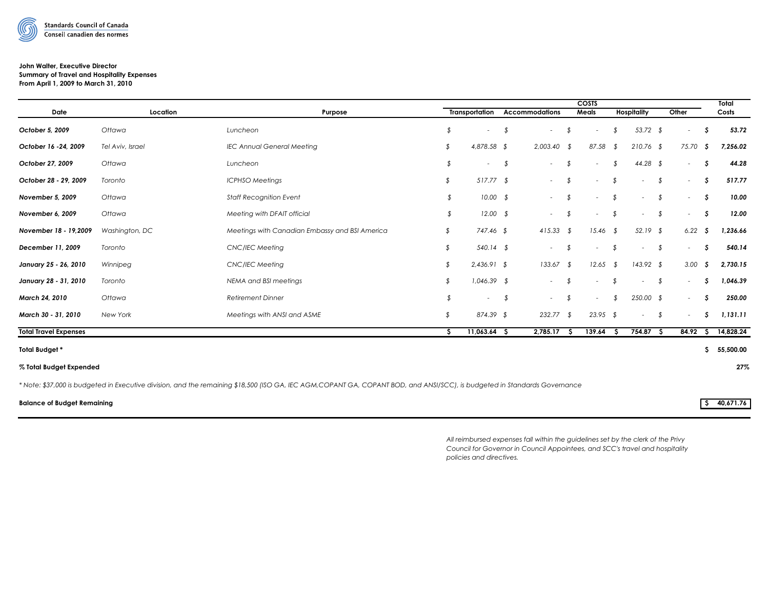Standards Council of Canada
Conseil canadien des normes

**John Walter, Executive Director**
**Summary of Travel and Hospitality Expenses**
**From April 1, 2009 to March 31, 2010**

| Date | Location | Purpose | Transportation | Accommodations | Meals | Hospitality | Other | Total Costs |
|---|---|---|---|---|---|---|---|---|
| *October 5, 2009* | *Ottawa* | *Luncheon* | $ - | $ - | $ - | $ 53.72 | $ - | $ 53.72 |
| *October 16 -24, 2009* | *Tel Aviv, Israel* | *IEC Annual General Meeting* | $ 4,878.58 | $ 2,003.40 | $ 87.58 | $ 210.76 | $ 75.70 | $ 7,256.02 |
| *October 27, 2009* | *Ottawa* | *Luncheon* | $ - | $ - | $ - | $ 44.28 | $ - | $ 44.28 |
| *October 28 - 29, 2009* | *Toronto* | *ICPHSO Meetings* | $ 517.77 | $ - | $ - | $ - | $ - | $ 517.77 |
| *November 5, 2009* | *Ottawa* | *Staff Recognition Event* | $ 10.00 | $ - | $ - | $ - | $ - | $ 10.00 |
| *November 6, 2009* | *Ottawa* | *Meeting with DFAIT official* | $ 12.00 | $ - | $ - | $ - | $ - | $ 12.00 |
| *November 18 - 19,2009* | *Washington, DC* | *Meetings with Canadian Embassy and BSI America* | $ 747.46 | $ 415.33 | $ 15.46 | $ 52.19 | $ 6.22 | $ 1,236.66 |
| *December 11, 2009* | *Toronto* | *CNC/IEC Meeting* | $ 540.14 | $ - | $ - | $ - | $ - | $ 540.14 |
| *January 25 - 26, 2010* | *Winnipeg* | *CNC/IEC Meeting* | $ 2,436.91 | $ 133.67 | $ 12.65 | $ 143.92 | $ 3.00 | $ 2,730.15 |
| *January 28 - 31, 2010* | *Toronto* | *NEMA and BSI meetings* | $ 1,046.39 | $ - | $ - | $ - | $ - | $ 1,046.39 |
| *March 24, 2010* | *Ottawa* | *Retirement Dinner* | $ - | $ - | $ - | $ 250.00 | $ - | $ 250.00 |
| *March 30 - 31, 2010* | *New York* | *Meetings with ANSI and ASME* | $ 874.39 | $ 232.77 | $ 23.95 | $ - | $ - | $ 1,131.11 |
| **Total Travel Expenses** | | | **$ 11,063.64** | **$ 2,785.17** | **$ 139.64** | **$ 754.87** | **$ 84.92** | **$ 14,828.24** |
| **Total Budget \*** | | | | | | | | **$ 55,500.00** |
| **% Total Budget Expended** | | | | | | | | **27%** |
| **Balance of Budget Remaining** | | | | | | | | **$ 40,671.76** |

*\* Note: $37,000 is budgeted in Executive division, and the remaining $18,500 (ISO GA, IEC AGM,COPANT GA, COPANT BOD, and ANSI/SCC), is budgeted in Standards Governance*

*All reimbursed expenses fall within the guidelines set by the clerk of the Privy Council for Governor in Council Appointees, and SCC's travel and hospitality policies and directives.*